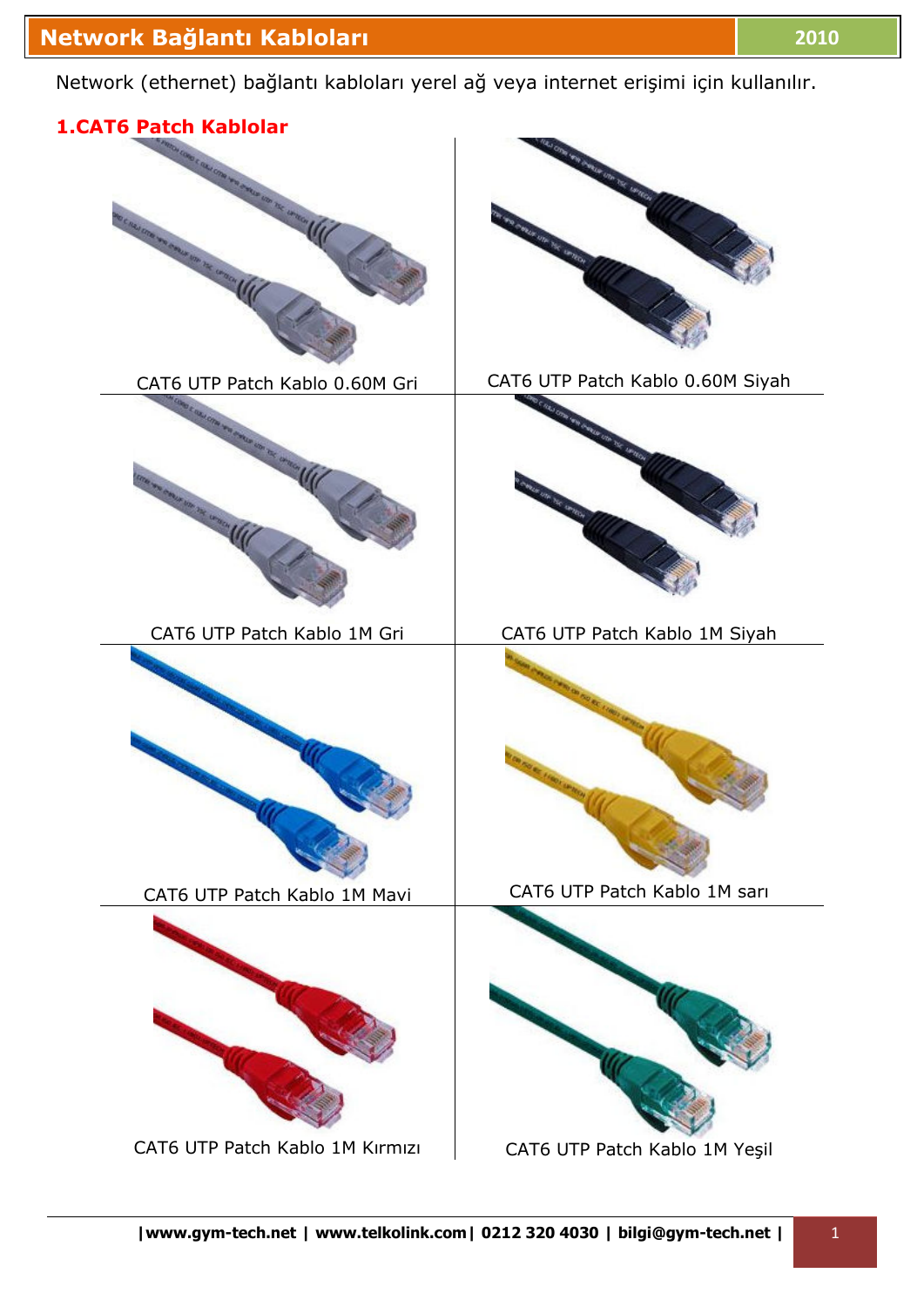# Network Bağlantı Kabloları

2010

Network (ethernet) bağlantı kabloları yerel ağ veya internet erişimi için kullanılır.

## 1.CAT6 Patch Kablolar

| | |
|---|---|
| CAT6 UTP Patch Kablo 0.60M Gri | CAT6 UTP Patch Kablo 0.60M Siyah |
| CAT6 UTP Patch Kablo 1M Gri | CAT6 UTP Patch Kablo 1M Siyah |
| CAT6 UTP Patch Kablo 1M Mavi | CAT6 UTP Patch Kablo 1M sarı |
| CAT6 UTP Patch Kablo 1M Kırmızı | CAT6 UTP Patch Kablo 1M Yeşil |

|www.gym-tech.net | www.telkolink.com| 0212 320 4030 | bilgi@gym-tech.net |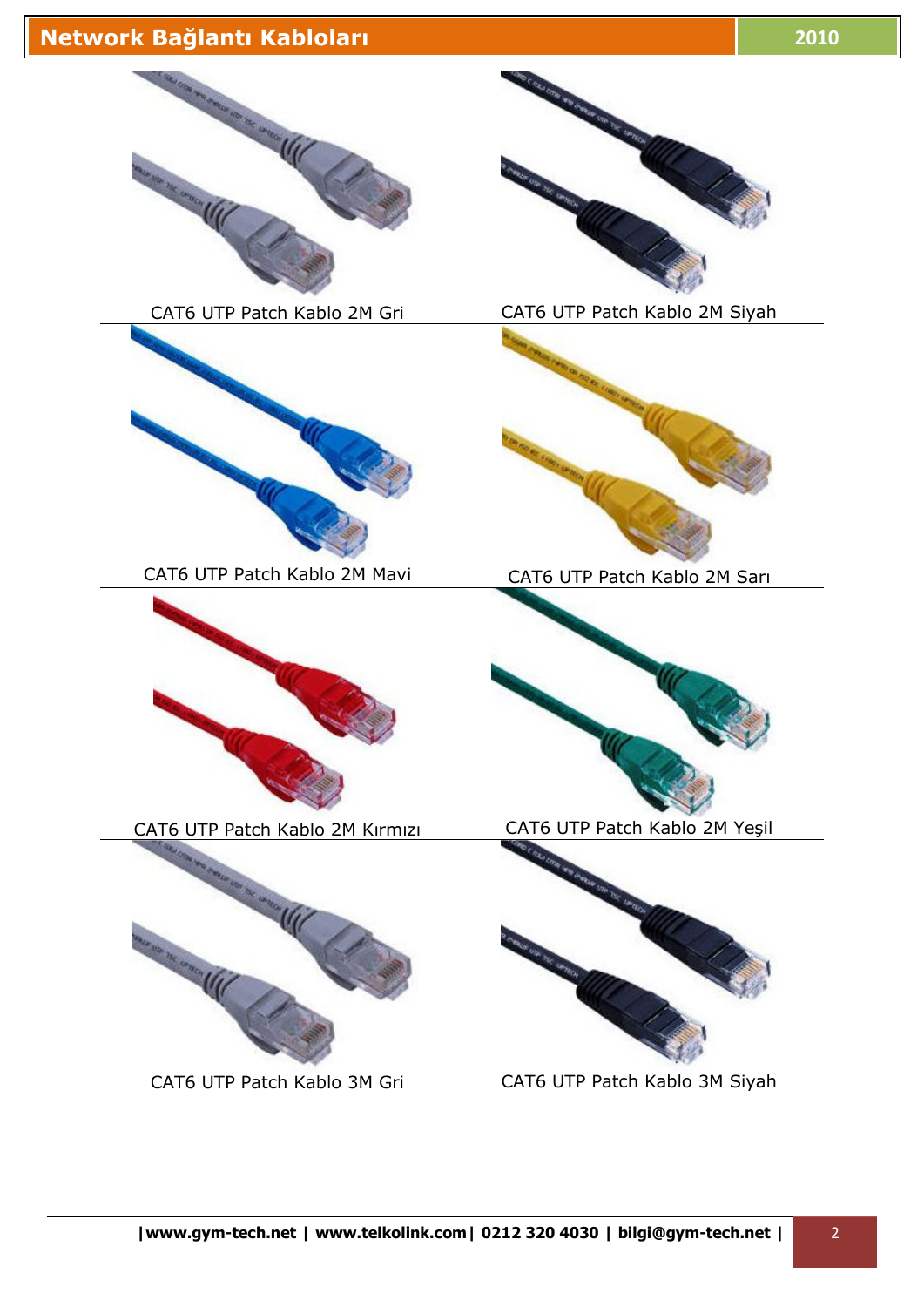# Network Bağlantı Kabloları

CAT6 UTP Patch Kablo 2M Gri

CAT6 UTP Patch Kablo 2M Siyah

CAT6 UTP Patch Kablo 2M Mavi

CAT6 UTP Patch Kablo 2M Sarı

CAT6 UTP Patch Kablo 2M Kırmızı

CAT6 UTP Patch Kablo 2M Yeşil

CAT6 UTP Patch Kablo 3M Gri

CAT6 UTP Patch Kablo 3M Siyah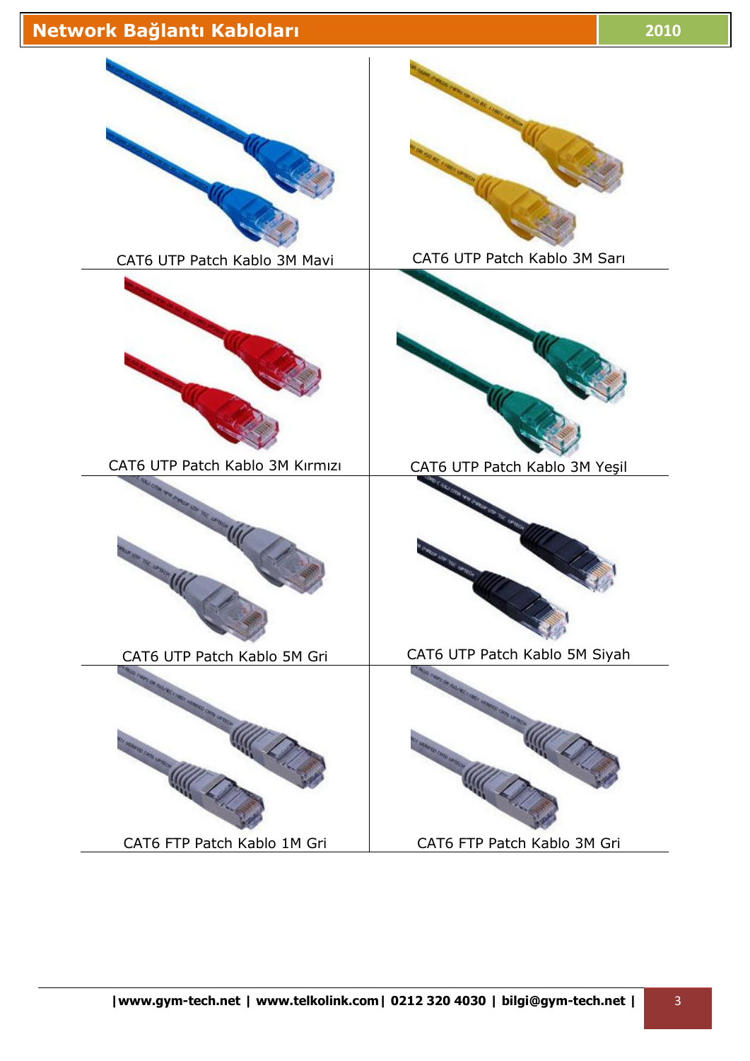# Network Bağlantı Kabloları

| | |
|---|---|
| CAT6 UTP Patch Kablo 3M Mavi | CAT6 UTP Patch Kablo 3M Sarı |
| CAT6 UTP Patch Kablo 3M Kırmızı | CAT6 UTP Patch Kablo 3M Yeşil |
| CAT6 UTP Patch Kablo 5M Gri | CAT6 UTP Patch Kablo 5M Siyah |
| CAT6 FTP Patch Kablo 1M Gri | CAT6 FTP Patch Kablo 3M Gri |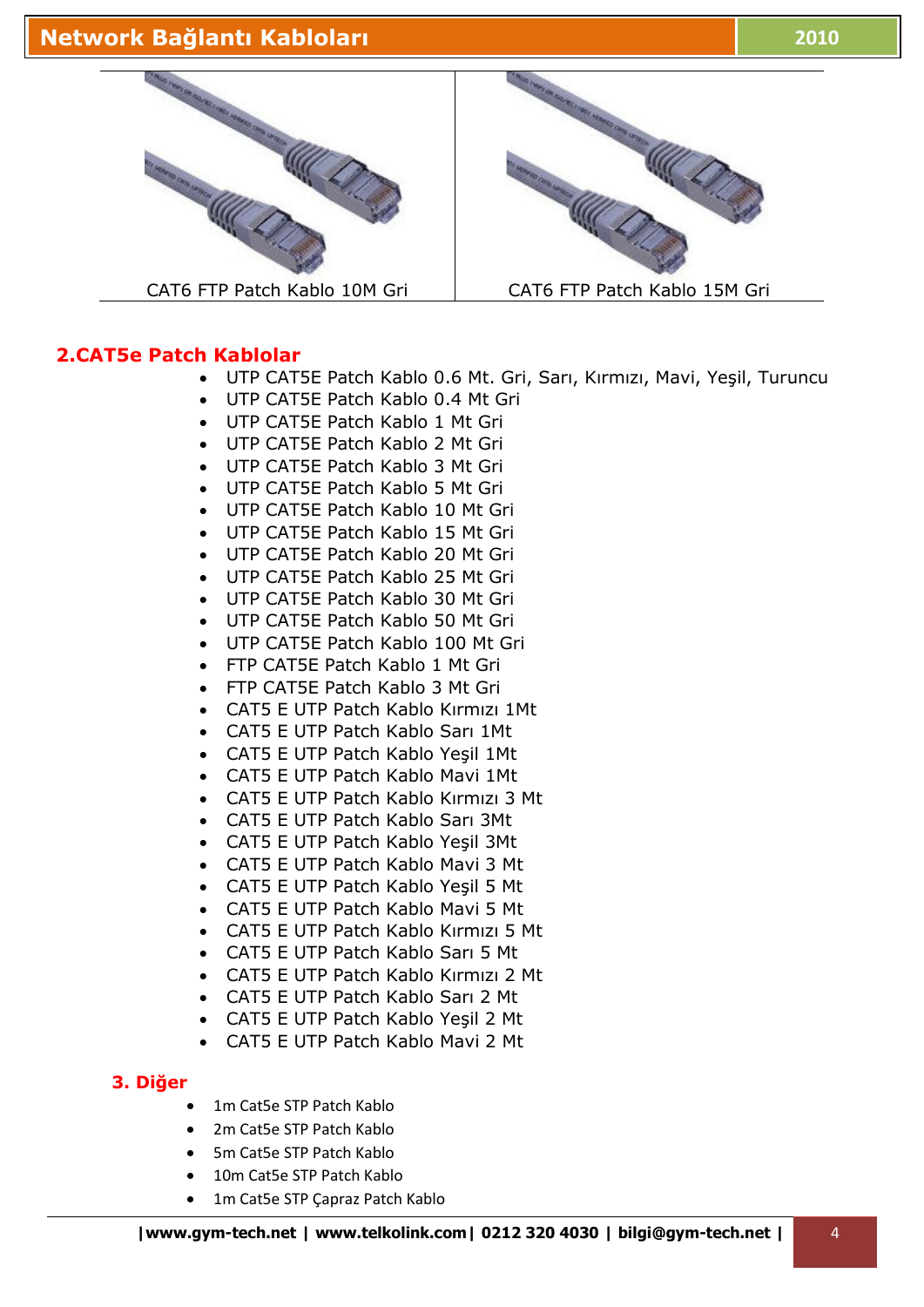| CAT6 FTP Patch Kablo 10M Gri | CAT6 FTP Patch Kablo 15M Gri |
|---|---|

## 2.CAT5e Patch Kablolar

- UTP CAT5E Patch Kablo 0.6 Mt. Gri, Sarı, Kırmızı, Mavi, Yeşil, Turuncu
- UTP CAT5E Patch Kablo 0.4 Mt Gri
- UTP CAT5E Patch Kablo 1 Mt Gri
- UTP CAT5E Patch Kablo 2 Mt Gri
- UTP CAT5E Patch Kablo 3 Mt Gri
- UTP CAT5E Patch Kablo 5 Mt Gri
- UTP CAT5E Patch Kablo 10 Mt Gri
- UTP CAT5E Patch Kablo 15 Mt Gri
- UTP CAT5E Patch Kablo 20 Mt Gri
- UTP CAT5E Patch Kablo 25 Mt Gri
- UTP CAT5E Patch Kablo 30 Mt Gri
- UTP CAT5E Patch Kablo 50 Mt Gri
- UTP CAT5E Patch Kablo 100 Mt Gri
- FTP CAT5E Patch Kablo 1 Mt Gri
- FTP CAT5E Patch Kablo 3 Mt Gri
- CAT5 E UTP Patch Kablo Kırmızı 1Mt
- CAT5 E UTP Patch Kablo Sarı 1Mt
- CAT5 E UTP Patch Kablo Yeşil 1Mt
- CAT5 E UTP Patch Kablo Mavi 1Mt
- CAT5 E UTP Patch Kablo Kırmızı 3 Mt
- CAT5 E UTP Patch Kablo Sarı 3Mt
- CAT5 E UTP Patch Kablo Yeşil 3Mt
- CAT5 E UTP Patch Kablo Mavi 3 Mt
- CAT5 E UTP Patch Kablo Yeşil 5 Mt
- CAT5 E UTP Patch Kablo Mavi 5 Mt
- CAT5 E UTP Patch Kablo Kırmızı 5 Mt
- CAT5 E UTP Patch Kablo Sarı 5 Mt
- CAT5 E UTP Patch Kablo Kırmızı 2 Mt
- CAT5 E UTP Patch Kablo Sarı 2 Mt
- CAT5 E UTP Patch Kablo Yeşil 2 Mt
- CAT5 E UTP Patch Kablo Mavi 2 Mt

## 3. Diğer

- 1m Cat5e STP Patch Kablo
- 2m Cat5e STP Patch Kablo
- 5m Cat5e STP Patch Kablo
- 10m Cat5e STP Patch Kablo
- 1m Cat5e STP Çapraz Patch Kablo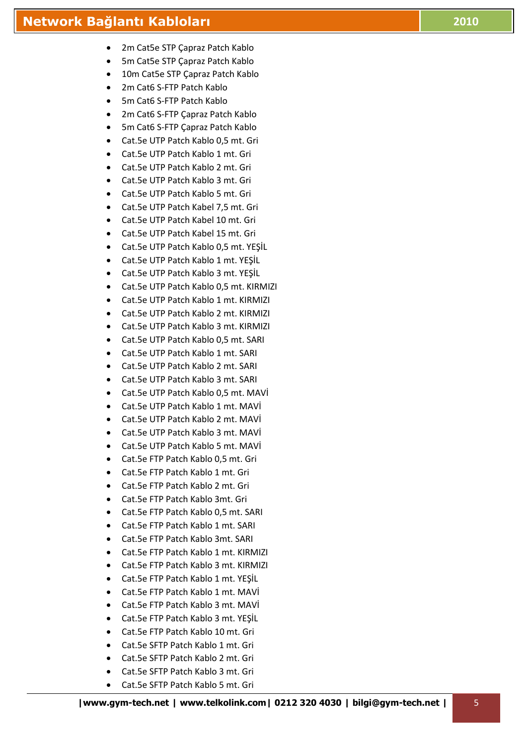- 2m Cat5e STP Çapraz Patch Kablo
- 5m Cat5e STP Çapraz Patch Kablo
- 10m Cat5e STP Çapraz Patch Kablo
- 2m Cat6 S-FTP Patch Kablo
- 5m Cat6 S-FTP Patch Kablo
- 2m Cat6 S-FTP Çapraz Patch Kablo
- 5m Cat6 S-FTP Çapraz Patch Kablo
- Cat.5e UTP Patch Kablo 0,5 mt. Gri
- Cat.5e UTP Patch Kablo 1 mt. Gri
- Cat.5e UTP Patch Kablo 2 mt. Gri
- Cat.5e UTP Patch Kablo 3 mt. Gri
- Cat.5e UTP Patch Kablo 5 mt. Gri
- Cat.5e UTP Patch Kabel 7,5 mt. Gri
- Cat.5e UTP Patch Kabel 10 mt. Gri
- Cat.5e UTP Patch Kabel 15 mt. Gri
- Cat.5e UTP Patch Kablo 0,5 mt. YEŞİL
- Cat.5e UTP Patch Kablo 1 mt. YEŞİL
- Cat.5e UTP Patch Kablo 3 mt. YEŞİL
- Cat.5e UTP Patch Kablo 0,5 mt. KIRMIZI
- Cat.5e UTP Patch Kablo 1 mt. KIRMIZI
- Cat.5e UTP Patch Kablo 2 mt. KIRMIZI
- Cat.5e UTP Patch Kablo 3 mt. KIRMIZI
- Cat.5e UTP Patch Kablo 0,5 mt. SARI
- Cat.5e UTP Patch Kablo 1 mt. SARI
- Cat.5e UTP Patch Kablo 2 mt. SARI
- Cat.5e UTP Patch Kablo 3 mt. SARI
- Cat.5e UTP Patch Kablo 0,5 mt. MAVİ
- Cat.5e UTP Patch Kablo 1 mt. MAVİ
- Cat.5e UTP Patch Kablo 2 mt. MAVİ
- Cat.5e UTP Patch Kablo 3 mt. MAVİ
- Cat.5e UTP Patch Kablo 5 mt. MAVİ
- Cat.5e FTP Patch Kablo 0,5 mt. Gri
- Cat.5e FTP Patch Kablo 1 mt. Gri
- Cat.5e FTP Patch Kablo 2 mt. Gri
- Cat.5e FTP Patch Kablo 3mt. Gri
- Cat.5e FTP Patch Kablo 0,5 mt. SARI
- Cat.5e FTP Patch Kablo 1 mt. SARI
- Cat.5e FTP Patch Kablo 3mt. SARI
- Cat.5e FTP Patch Kablo 1 mt. KIRMIZI
- Cat.5e FTP Patch Kablo 3 mt. KIRMIZI
- Cat.5e FTP Patch Kablo 1 mt. YEŞİL
- Cat.5e FTP Patch Kablo 1 mt. MAVİ
- Cat.5e FTP Patch Kablo 3 mt. MAVİ
- Cat.5e FTP Patch Kablo 3 mt. YEŞİL
- Cat.5e FTP Patch Kablo 10 mt. Gri
- Cat.5e SFTP Patch Kablo 1 mt. Gri
- Cat.5e SFTP Patch Kablo 2 mt. Gri
- Cat.5e SFTP Patch Kablo 3 mt. Gri
- Cat.5e SFTP Patch Kablo 5 mt. Gri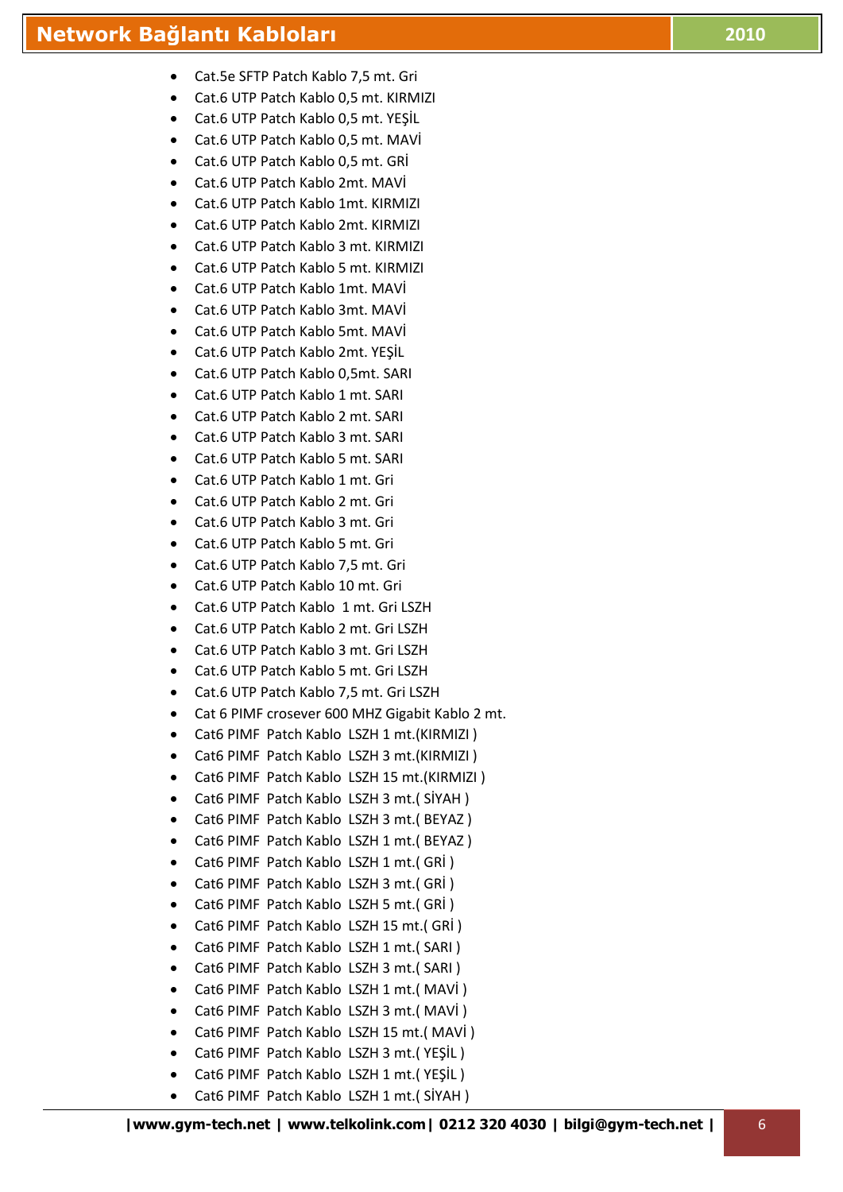- Cat.5e SFTP Patch Kablo 7,5 mt. Gri
- Cat.6 UTP Patch Kablo 0,5 mt. KIRMIZI
- Cat.6 UTP Patch Kablo 0,5 mt. YEŞİL
- Cat.6 UTP Patch Kablo 0,5 mt. MAVİ
- Cat.6 UTP Patch Kablo 0,5 mt. GRİ
- Cat.6 UTP Patch Kablo 2mt. MAVİ
- Cat.6 UTP Patch Kablo 1mt. KIRMIZI
- Cat.6 UTP Patch Kablo 2mt. KIRMIZI
- Cat.6 UTP Patch Kablo 3 mt. KIRMIZI
- Cat.6 UTP Patch Kablo 5 mt. KIRMIZI
- Cat.6 UTP Patch Kablo 1mt. MAVİ
- Cat.6 UTP Patch Kablo 3mt. MAVİ
- Cat.6 UTP Patch Kablo 5mt. MAVİ
- Cat.6 UTP Patch Kablo 2mt. YEŞİL
- Cat.6 UTP Patch Kablo 0,5mt. SARI
- Cat.6 UTP Patch Kablo 1 mt. SARI
- Cat.6 UTP Patch Kablo 2 mt. SARI
- Cat.6 UTP Patch Kablo 3 mt. SARI
- Cat.6 UTP Patch Kablo 5 mt. SARI
- Cat.6 UTP Patch Kablo 1 mt. Gri
- Cat.6 UTP Patch Kablo 2 mt. Gri
- Cat.6 UTP Patch Kablo 3 mt. Gri
- Cat.6 UTP Patch Kablo 5 mt. Gri
- Cat.6 UTP Patch Kablo 7,5 mt. Gri
- Cat.6 UTP Patch Kablo 10 mt. Gri
- Cat.6 UTP Patch Kablo 1 mt. Gri LSZH
- Cat.6 UTP Patch Kablo 2 mt. Gri LSZH
- Cat.6 UTP Patch Kablo 3 mt. Gri LSZH
- Cat.6 UTP Patch Kablo 5 mt. Gri LSZH
- Cat.6 UTP Patch Kablo 7,5 mt. Gri LSZH
- Cat 6 PIMF crosever 600 MHZ Gigabit Kablo 2 mt.
- Cat6 PIMF Patch Kablo LSZH 1 mt.(KIRMIZI )
- Cat6 PIMF Patch Kablo LSZH 3 mt.(KIRMIZI )
- Cat6 PIMF Patch Kablo LSZH 15 mt.(KIRMIZI )
- Cat6 PIMF Patch Kablo LSZH 3 mt.( SİYAH )
- Cat6 PIMF Patch Kablo LSZH 3 mt.( BEYAZ )
- Cat6 PIMF Patch Kablo LSZH 1 mt.( BEYAZ )
- Cat6 PIMF Patch Kablo LSZH 1 mt.( GRİ )
- Cat6 PIMF Patch Kablo LSZH 3 mt.( GRİ )
- Cat6 PIMF Patch Kablo LSZH 5 mt.( GRİ )
- Cat6 PIMF Patch Kablo LSZH 15 mt.( GRİ )
- Cat6 PIMF Patch Kablo LSZH 1 mt.( SARI )
- Cat6 PIMF Patch Kablo LSZH 3 mt.( SARI )
- Cat6 PIMF Patch Kablo LSZH 1 mt.( MAVİ )
- Cat6 PIMF Patch Kablo LSZH 3 mt.( MAVİ )
- Cat6 PIMF Patch Kablo LSZH 15 mt.( MAVİ )
- Cat6 PIMF Patch Kablo LSZH 3 mt.( YEŞİL )
- Cat6 PIMF Patch Kablo LSZH 1 mt.( YEŞİL )
- Cat6 PIMF Patch Kablo LSZH 1 mt.( SİYAH )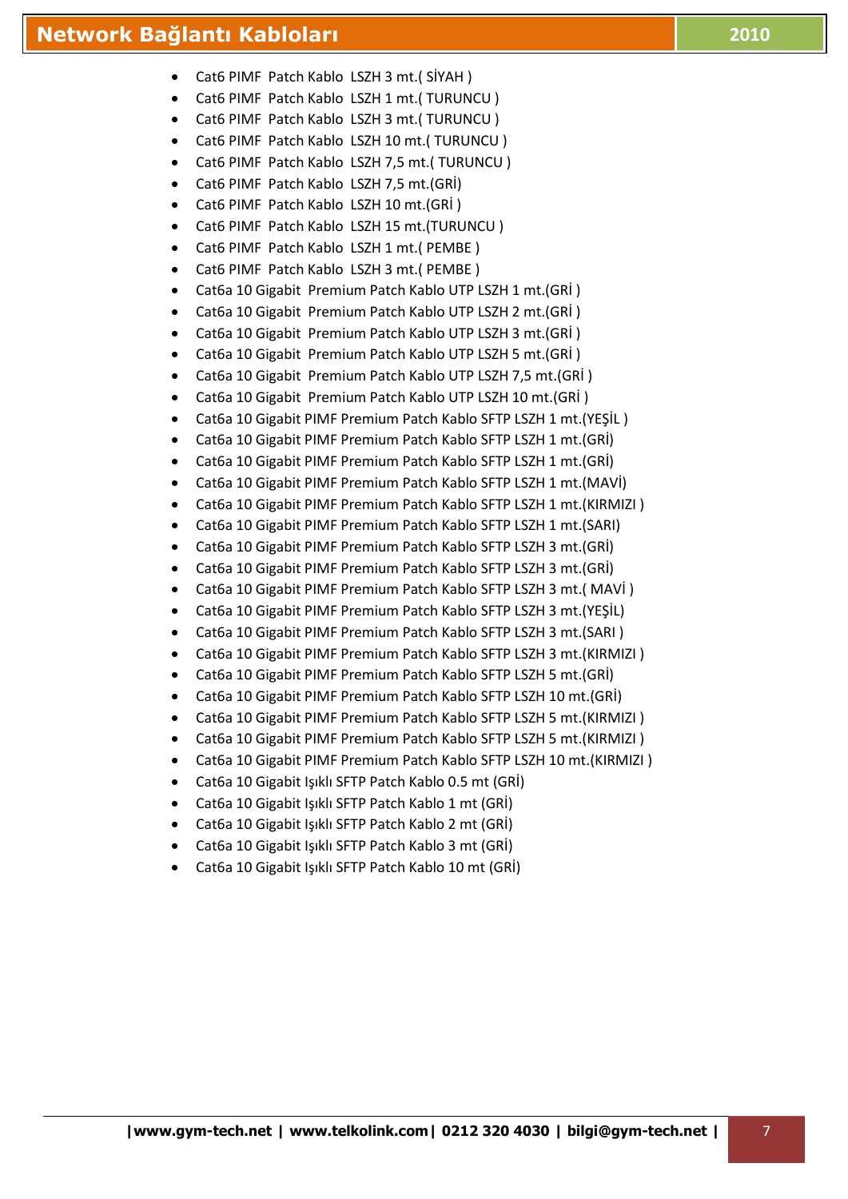- Cat6 PIMF Patch Kablo LSZH 3 mt.( SİYAH )
- Cat6 PIMF Patch Kablo LSZH 1 mt.( TURUNCU )
- Cat6 PIMF Patch Kablo LSZH 3 mt.( TURUNCU )
- Cat6 PIMF Patch Kablo LSZH 10 mt.( TURUNCU )
- Cat6 PIMF Patch Kablo LSZH 7,5 mt.( TURUNCU )
- Cat6 PIMF Patch Kablo LSZH 7,5 mt.(GRİ)
- Cat6 PIMF Patch Kablo LSZH 10 mt.(GRİ )
- Cat6 PIMF Patch Kablo LSZH 15 mt.(TURUNCU )
- Cat6 PIMF Patch Kablo LSZH 1 mt.( PEMBE )
- Cat6 PIMF Patch Kablo LSZH 3 mt.( PEMBE )
- Cat6a 10 Gigabit Premium Patch Kablo UTP LSZH 1 mt.(GRİ )
- Cat6a 10 Gigabit Premium Patch Kablo UTP LSZH 2 mt.(GRİ )
- Cat6a 10 Gigabit Premium Patch Kablo UTP LSZH 3 mt.(GRİ )
- Cat6a 10 Gigabit Premium Patch Kablo UTP LSZH 5 mt.(GRİ )
- Cat6a 10 Gigabit Premium Patch Kablo UTP LSZH 7,5 mt.(GRİ )
- Cat6a 10 Gigabit Premium Patch Kablo UTP LSZH 10 mt.(GRİ )
- Cat6a 10 Gigabit PIMF Premium Patch Kablo SFTP LSZH 1 mt.(YEŞİL )
- Cat6a 10 Gigabit PIMF Premium Patch Kablo SFTP LSZH 1 mt.(GRİ)
- Cat6a 10 Gigabit PIMF Premium Patch Kablo SFTP LSZH 1 mt.(GRİ)
- Cat6a 10 Gigabit PIMF Premium Patch Kablo SFTP LSZH 1 mt.(MAVİ)
- Cat6a 10 Gigabit PIMF Premium Patch Kablo SFTP LSZH 1 mt.(KIRMIZI )
- Cat6a 10 Gigabit PIMF Premium Patch Kablo SFTP LSZH 1 mt.(SARI)
- Cat6a 10 Gigabit PIMF Premium Patch Kablo SFTP LSZH 3 mt.(GRİ)
- Cat6a 10 Gigabit PIMF Premium Patch Kablo SFTP LSZH 3 mt.(GRİ)
- Cat6a 10 Gigabit PIMF Premium Patch Kablo SFTP LSZH 3 mt.( MAVİ )
- Cat6a 10 Gigabit PIMF Premium Patch Kablo SFTP LSZH 3 mt.(YEŞİL)
- Cat6a 10 Gigabit PIMF Premium Patch Kablo SFTP LSZH 3 mt.(SARI )
- Cat6a 10 Gigabit PIMF Premium Patch Kablo SFTP LSZH 3 mt.(KIRMIZI )
- Cat6a 10 Gigabit PIMF Premium Patch Kablo SFTP LSZH 5 mt.(GRİ)
- Cat6a 10 Gigabit PIMF Premium Patch Kablo SFTP LSZH 10 mt.(GRİ)
- Cat6a 10 Gigabit PIMF Premium Patch Kablo SFTP LSZH 5 mt.(KIRMIZI )
- Cat6a 10 Gigabit PIMF Premium Patch Kablo SFTP LSZH 5 mt.(KIRMIZI )
- Cat6a 10 Gigabit PIMF Premium Patch Kablo SFTP LSZH 10 mt.(KIRMIZI )
- Cat6a 10 Gigabit Işıklı SFTP Patch Kablo 0.5 mt (GRİ)
- Cat6a 10 Gigabit Işıklı SFTP Patch Kablo 1 mt (GRİ)
- Cat6a 10 Gigabit Işıklı SFTP Patch Kablo 2 mt (GRİ)
- Cat6a 10 Gigabit Işıklı SFTP Patch Kablo 3 mt (GRİ)
- Cat6a 10 Gigabit Işıklı SFTP Patch Kablo 10 mt (GRİ)